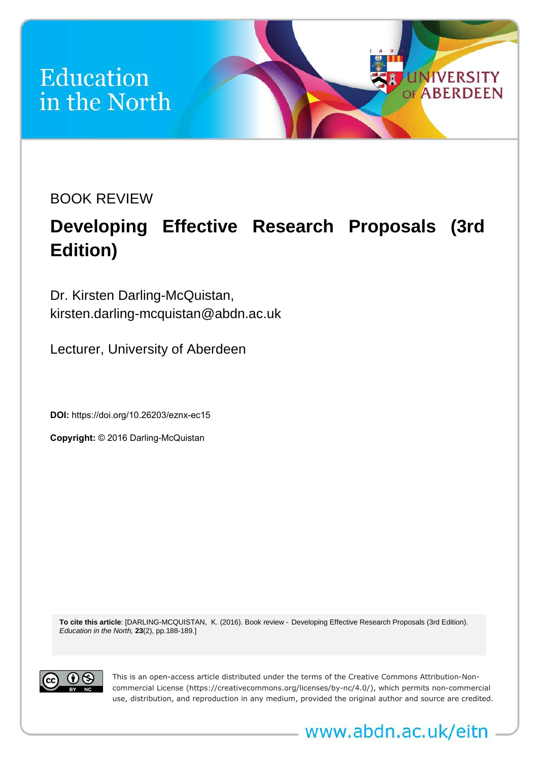Education in the North

UNIVERSITY OF ABERDEEN

BOOK REVIEW

# Developing Effective Research Proposals (3rd Edition)

Dr. Kirsten Darling-McQuistan, kirsten.darling-mcquistan@abdn.ac.uk

Lecturer, University of Aberdeen

**DOI:** https://doi.org/10.26203/eznx-ec15

**Copyright:** © 2016 Darling-McQuistan

**To cite this article**: [DARLING-MCQUISTAN, K. (2016). Book review - Developing Effective Research Proposals (3rd Edition). *Education in the North,* **23**(2), pp.188-189.]

This is an open-access article distributed under the terms of the Creative Commons Attribution-Non-commercial License (https://creativecommons.org/licenses/by-nc/4.0/), which permits non-commercial use, distribution, and reproduction in any medium, provided the original author and source are credited.

www.abdn.ac.uk/eitn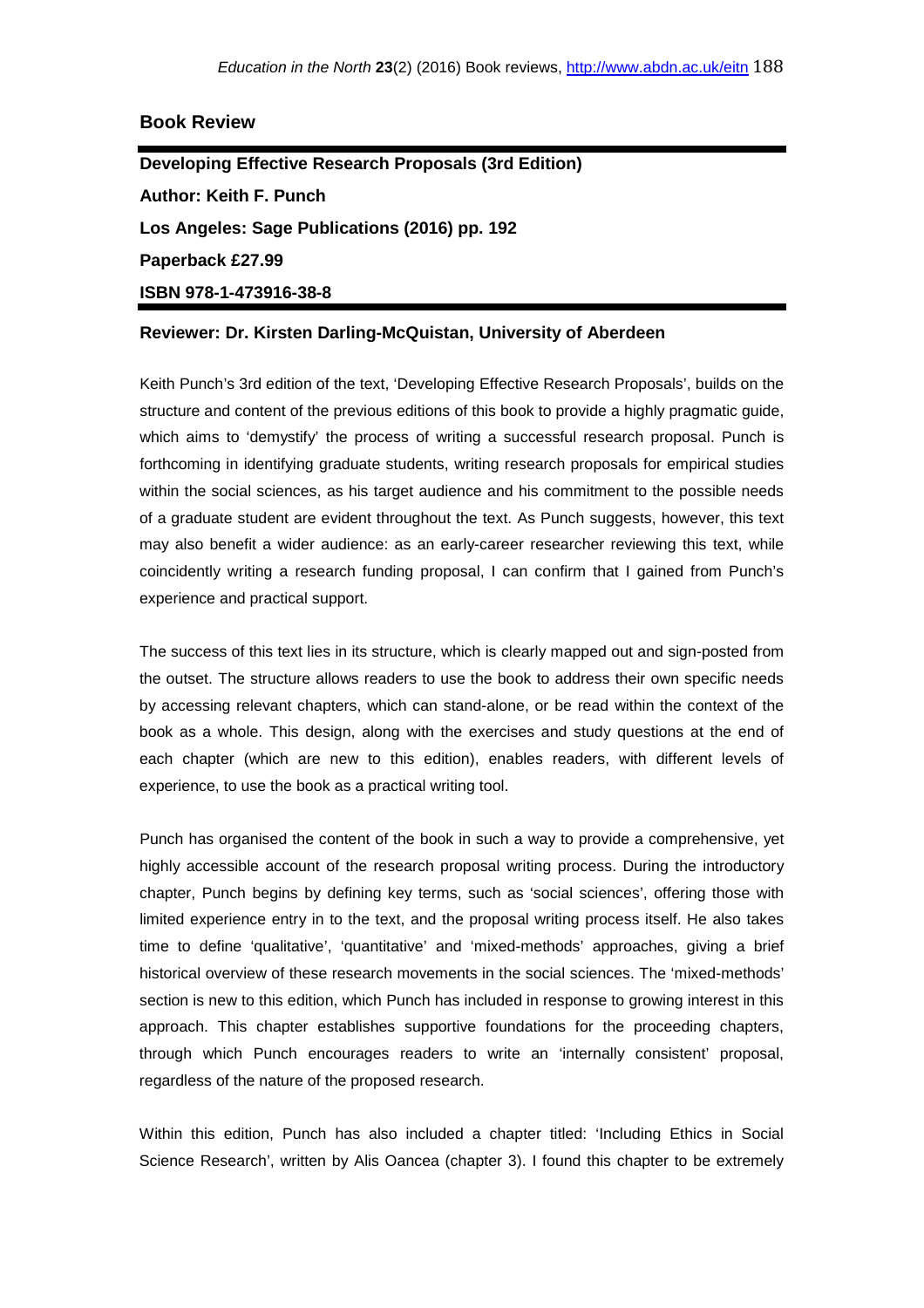## Book Review

---

**Developing Effective Research Proposals (3rd Edition)**

**Author: Keith F. Punch**

**Los Angeles: Sage Publications (2016) pp. 192**

**Paperback £27.99**

**ISBN 978-1-473916-38-8**

---

**Reviewer: Dr. Kirsten Darling-McQuistan, University of Aberdeen**

Keith Punch's 3rd edition of the text, 'Developing Effective Research Proposals', builds on the structure and content of the previous editions of this book to provide a highly pragmatic guide, which aims to 'demystify' the process of writing a successful research proposal. Punch is forthcoming in identifying graduate students, writing research proposals for empirical studies within the social sciences, as his target audience and his commitment to the possible needs of a graduate student are evident throughout the text. As Punch suggests, however, this text may also benefit a wider audience: as an early-career researcher reviewing this text, while coincidently writing a research funding proposal, I can confirm that I gained from Punch's experience and practical support.

The success of this text lies in its structure, which is clearly mapped out and sign-posted from the outset. The structure allows readers to use the book to address their own specific needs by accessing relevant chapters, which can stand-alone, or be read within the context of the book as a whole. This design, along with the exercises and study questions at the end of each chapter (which are new to this edition), enables readers, with different levels of experience, to use the book as a practical writing tool.

Punch has organised the content of the book in such a way to provide a comprehensive, yet highly accessible account of the research proposal writing process. During the introductory chapter, Punch begins by defining key terms, such as 'social sciences', offering those with limited experience entry in to the text, and the proposal writing process itself. He also takes time to define 'qualitative', 'quantitative' and 'mixed-methods' approaches, giving a brief historical overview of these research movements in the social sciences. The 'mixed-methods' section is new to this edition, which Punch has included in response to growing interest in this approach. This chapter establishes supportive foundations for the proceeding chapters, through which Punch encourages readers to write an 'internally consistent' proposal, regardless of the nature of the proposed research.

Within this edition, Punch has also included a chapter titled: 'Including Ethics in Social Science Research', written by Alis Oancea (chapter 3). I found this chapter to be extremely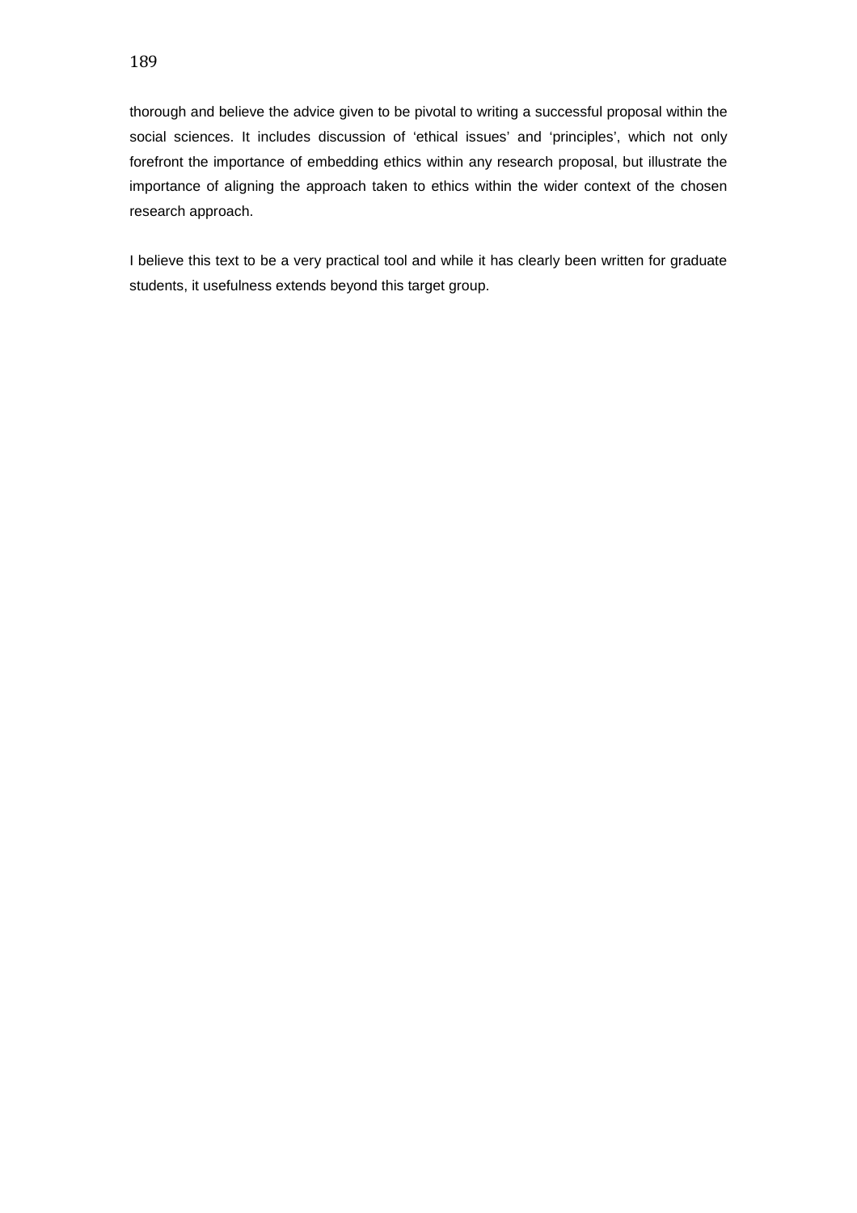thorough and believe the advice given to be pivotal to writing a successful proposal within the social sciences. It includes discussion of 'ethical issues' and 'principles', which not only forefront the importance of embedding ethics within any research proposal, but illustrate the importance of aligning the approach taken to ethics within the wider context of the chosen research approach.

I believe this text to be a very practical tool and while it has clearly been written for graduate students, it usefulness extends beyond this target group.